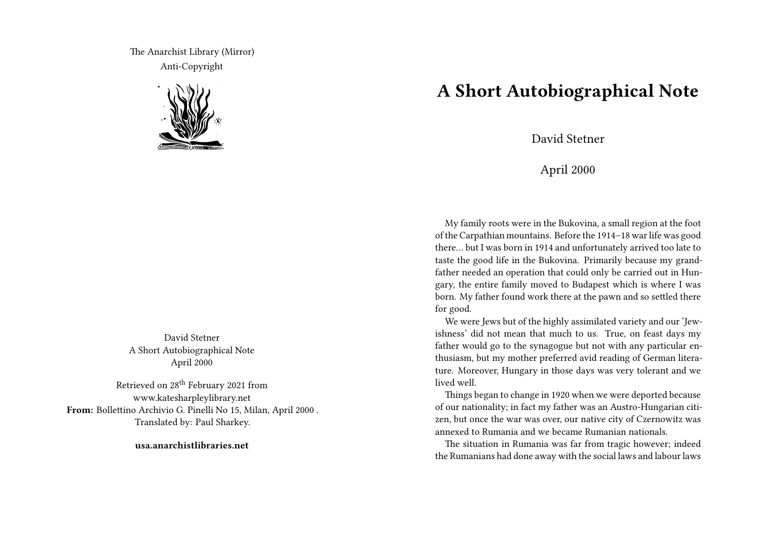The Anarchist Library (Mirror)
Anti-Copyright

David Stetner
A Short Autobiographical Note
April 2000

Retrieved on 28th February 2021 from www.katesharpleylibrary.net
**From:** Bollettino Archivio G. Pinelli No 15, Milan, April 2000 .
Translated by: Paul Sharkey.

**usa.anarchistlibraries.net**

# A Short Autobiographical Note

David Stetner

April 2000

My family roots were in the Bukovina, a small region at the foot of the Carpathian mountains. Before the 1914–18 war life was good there… but I was born in 1914 and unfortunately arrived too late to taste the good life in the Bukovina. Primarily because my grandfather needed an operation that could only be carried out in Hungary, the entire family moved to Budapest which is where I was born. My father found work there at the pawn and so settled there for good.

We were Jews but of the highly assimilated variety and our 'Jewishness' did not mean that much to us. True, on feast days my father would go to the synagogue but not with any particular enthusiasm, but my mother preferred avid reading of German literature. Moreover, Hungary in those days was very tolerant and we lived well.

Things began to change in 1920 when we were deported because of our nationality; in fact my father was an Austro-Hungarian citizen, but once the war was over, our native city of Czernowitz was annexed to Rumania and we became Rumanian nationals.

The situation in Rumania was far from tragic however; indeed the Rumanians had done away with the social laws and labour laws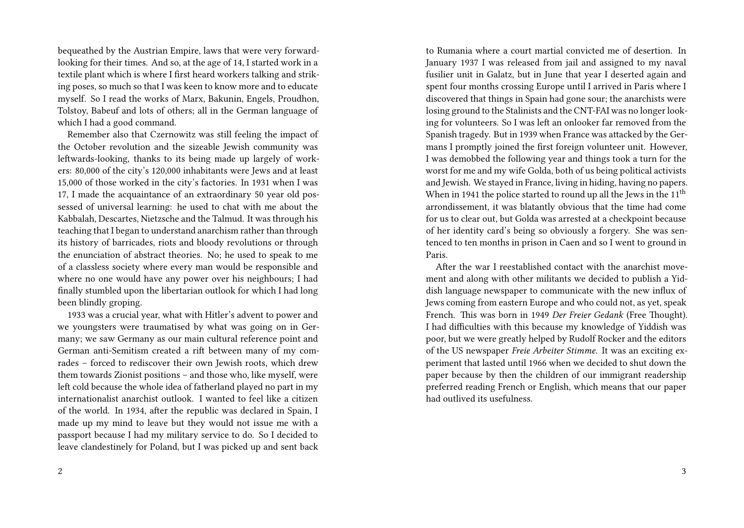bequeathed by the Austrian Empire, laws that were very forward-looking for their times. And so, at the age of 14, I started work in a textile plant which is where I first heard workers talking and striking poses, so much so that I was keen to know more and to educate myself. So I read the works of Marx, Bakunin, Engels, Proudhon, Tolstoy, Babeuf and lots of others; all in the German language of which I had a good command.

Remember also that Czernowitz was still feeling the impact of the October revolution and the sizeable Jewish community was leftwards-looking, thanks to its being made up largely of workers: 80,000 of the city's 120,000 inhabitants were Jews and at least 15,000 of those worked in the city's factories. In 1931 when I was 17, I made the acquaintance of an extraordinary 50 year old possessed of universal learning: he used to chat with me about the Kabbalah, Descartes, Nietzsche and the Talmud. It was through his teaching that I began to understand anarchism rather than through its history of barricades, riots and bloody revolutions or through the enunciation of abstract theories. No; he used to speak to me of a classless society where every man would be responsible and where no one would have any power over his neighbours; I had finally stumbled upon the libertarian outlook for which I had long been blindly groping.

1933 was a crucial year, what with Hitler's advent to power and we youngsters were traumatised by what was going on in Germany; we saw Germany as our main cultural reference point and German anti-Semitism created a rift between many of my comrades – forced to rediscover their own Jewish roots, which drew them towards Zionist positions – and those who, like myself, were left cold because the whole idea of fatherland played no part in my internationalist anarchist outlook. I wanted to feel like a citizen of the world. In 1934, after the republic was declared in Spain, I made up my mind to leave but they would not issue me with a passport because I had my military service to do. So I decided to leave clandestinely for Poland, but I was picked up and sent back to Rumania where a court martial convicted me of desertion. In January 1937 I was released from jail and assigned to my naval fusilier unit in Galatz, but in June that year I deserted again and spent four months crossing Europe until I arrived in Paris where I discovered that things in Spain had gone sour; the anarchists were losing ground to the Stalinists and the CNT-FAI was no longer looking for volunteers. So I was left an onlooker far removed from the Spanish tragedy. But in 1939 when France was attacked by the Germans I promptly joined the first foreign volunteer unit. However, I was demobbed the following year and things took a turn for the worst for me and my wife Golda, both of us being political activists and Jewish. We stayed in France, living in hiding, having no papers. When in 1941 the police started to round up all the Jews in the 11th arrondissement, it was blatantly obvious that the time had come for us to clear out, but Golda was arrested at a checkpoint because of her identity card's being so obviously a forgery. She was sentenced to ten months in prison in Caen and so I went to ground in Paris.

After the war I reestablished contact with the anarchist movement and along with other militants we decided to publish a Yiddish language newspaper to communicate with the new influx of Jews coming from eastern Europe and who could not, as yet, speak French. This was born in 1949 *Der Freier Gedank* (Free Thought). I had difficulties with this because my knowledge of Yiddish was poor, but we were greatly helped by Rudolf Rocker and the editors of the US newspaper *Freie Arbeiter Stimme*. It was an exciting experiment that lasted until 1966 when we decided to shut down the paper because by then the children of our immigrant readership preferred reading French or English, which means that our paper had outlived its usefulness.